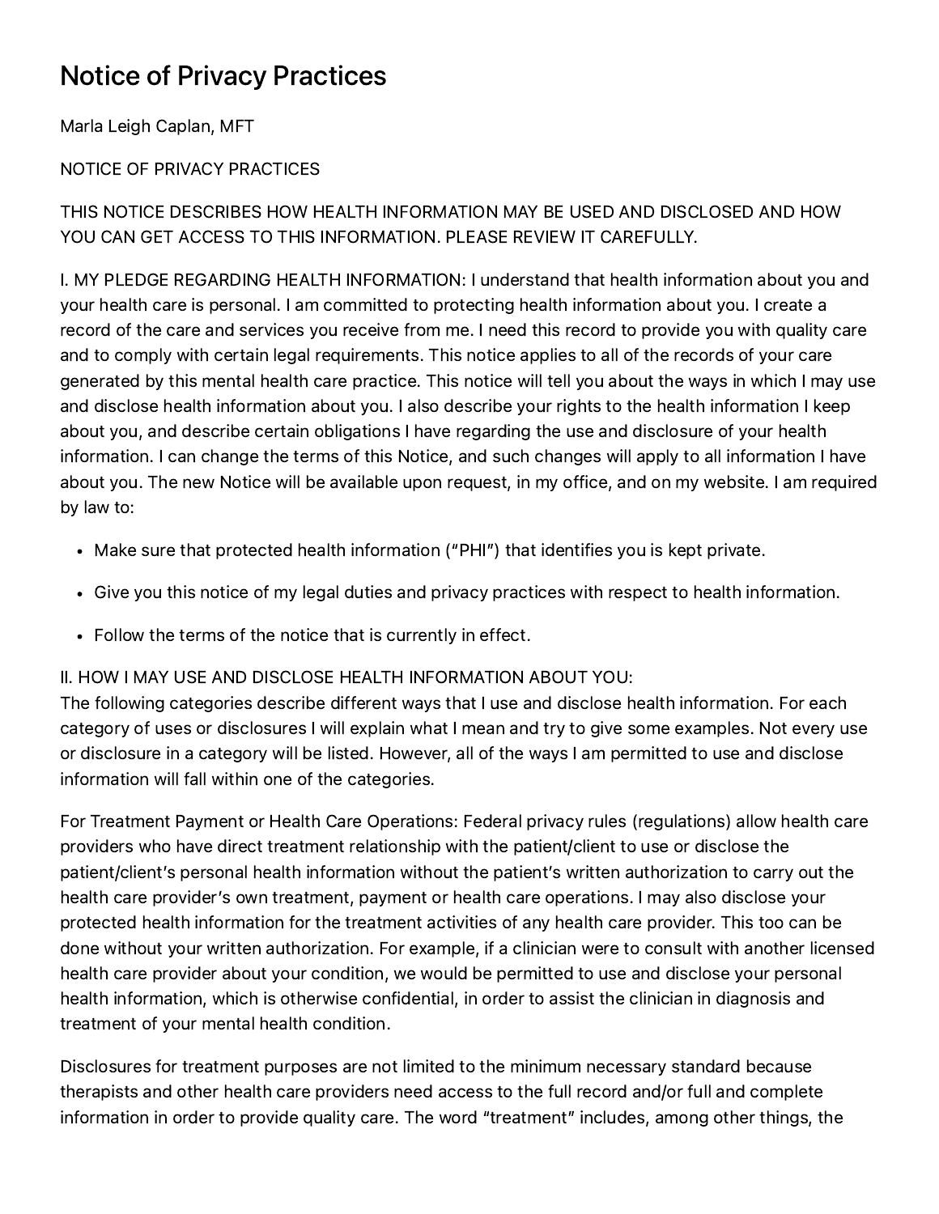# Notice of Privacy Practices

Marla Leigh Caplan, MFT

NOTICE OF PRIVACY PRACTICES

THIS NOTICE DESCRIBES HOW HEALTH INFORMATION MAY BE USED AND DISCLOSED AND HOW YOU CAN GET ACCESS TO THIS INFORMATION. PLEASE REVIEW IT CAREFULLY.

I. MY PLEDGE REGARDING HEALTH INFORMATION: I understand that health information about you and your health care is personal. I am committed to protecting health information about you. I create a record of the care and services you receive from me. I need this record to provide you with quality care and to comply with certain legal requirements. This notice applies to all of the records of your care generated by this mental health care practice. This notice will tell you about the ways in which I may use and disclose health information about you. I also describe your rights to the health information I keep about you, and describe certain obligations I have regarding the use and disclosure of your health information. I can change the terms of this Notice, and such changes will apply to all information I have about you. The new Notice will be available upon request, in my office, and on my website. I am required by law to:

- Make sure that protected health information ("PHI") that identifies you is kept private.
- Give you this notice of my legal duties and privacy practices with respect to health information.
- Follow the terms of the notice that is currently in effect.

II. HOW I MAY USE AND DISCLOSE HEALTH INFORMATION ABOUT YOU:
The following categories describe different ways that I use and disclose health information. For each category of uses or disclosures I will explain what I mean and try to give some examples. Not every use or disclosure in a category will be listed. However, all of the ways I am permitted to use and disclose information will fall within one of the categories.

For Treatment Payment or Health Care Operations: Federal privacy rules (regulations) allow health care providers who have direct treatment relationship with the patient/client to use or disclose the patient/client's personal health information without the patient's written authorization to carry out the health care provider's own treatment, payment or health care operations. I may also disclose your protected health information for the treatment activities of any health care provider. This too can be done without your written authorization. For example, if a clinician were to consult with another licensed health care provider about your condition, we would be permitted to use and disclose your personal health information, which is otherwise confidential, in order to assist the clinician in diagnosis and treatment of your mental health condition.

Disclosures for treatment purposes are not limited to the minimum necessary standard because therapists and other health care providers need access to the full record and/or full and complete information in order to provide quality care. The word "treatment" includes, among other things, the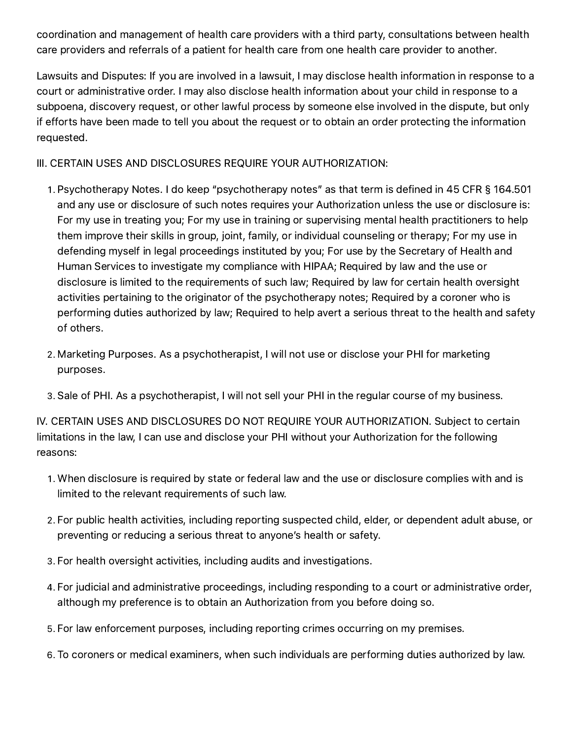coordination and management of health care providers with a third party, consultations between health care providers and referrals of a patient for health care from one health care provider to another.

Lawsuits and Disputes: If you are involved in a lawsuit, I may disclose health information in response to a court or administrative order. I may also disclose health information about your child in response to a subpoena, discovery request, or other lawful process by someone else involved in the dispute, but only if efforts have been made to tell you about the request or to obtain an order protecting the information requested.

III. CERTAIN USES AND DISCLOSURES REQUIRE YOUR AUTHORIZATION:

1. Psychotherapy Notes. I do keep "psychotherapy notes" as that term is defined in 45 CFR § 164.501 and any use or disclosure of such notes requires your Authorization unless the use or disclosure is: For my use in treating you; For my use in training or supervising mental health practitioners to help them improve their skills in group, joint, family, or individual counseling or therapy; For my use in defending myself in legal proceedings instituted by you; For use by the Secretary of Health and Human Services to investigate my compliance with HIPAA; Required by law and the use or disclosure is limited to the requirements of such law; Required by law for certain health oversight activities pertaining to the originator of the psychotherapy notes; Required by a coroner who is performing duties authorized by law; Required to help avert a serious threat to the health and safety of others.
2. Marketing Purposes. As a psychotherapist, I will not use or disclose your PHI for marketing purposes.
3. Sale of PHI. As a psychotherapist, I will not sell your PHI in the regular course of my business.

IV. CERTAIN USES AND DISCLOSURES DO NOT REQUIRE YOUR AUTHORIZATION. Subject to certain limitations in the law, I can use and disclose your PHI without your Authorization for the following reasons:

1. When disclosure is required by state or federal law and the use or disclosure complies with and is limited to the relevant requirements of such law.
2. For public health activities, including reporting suspected child, elder, or dependent adult abuse, or preventing or reducing a serious threat to anyone's health or safety.
3. For health oversight activities, including audits and investigations.
4. For judicial and administrative proceedings, including responding to a court or administrative order, although my preference is to obtain an Authorization from you before doing so.
5. For law enforcement purposes, including reporting crimes occurring on my premises.
6. To coroners or medical examiners, when such individuals are performing duties authorized by law.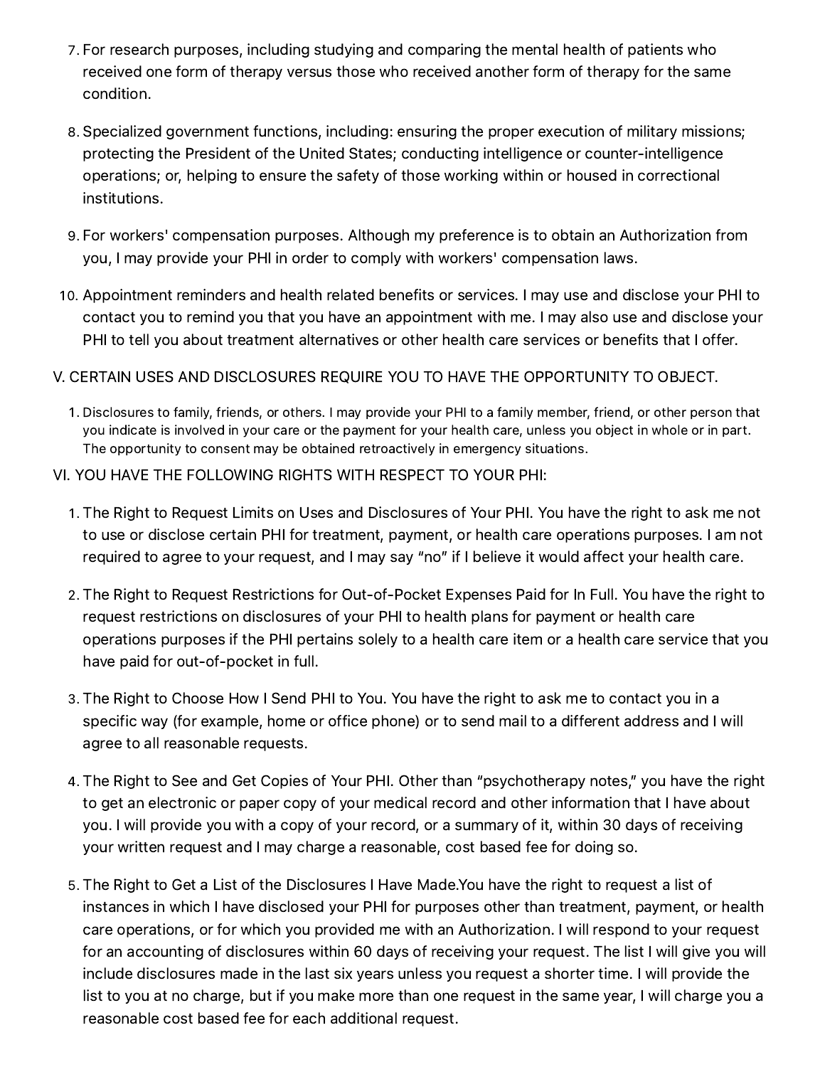7. For research purposes, including studying and comparing the mental health of patients who received one form of therapy versus those who received another form of therapy for the same condition.

8. Specialized government functions, including: ensuring the proper execution of military missions; protecting the President of the United States; conducting intelligence or counter-intelligence operations; or, helping to ensure the safety of those working within or housed in correctional institutions.

9. For workers' compensation purposes. Although my preference is to obtain an Authorization from you, I may provide your PHI in order to comply with workers' compensation laws.

10. Appointment reminders and health related benefits or services. I may use and disclose your PHI to contact you to remind you that you have an appointment with me. I may also use and disclose your PHI to tell you about treatment alternatives or other health care services or benefits that I offer.

V. CERTAIN USES AND DISCLOSURES REQUIRE YOU TO HAVE THE OPPORTUNITY TO OBJECT.

1. Disclosures to family, friends, or others. I may provide your PHI to a family member, friend, or other person that you indicate is involved in your care or the payment for your health care, unless you object in whole or in part. The opportunity to consent may be obtained retroactively in emergency situations.

VI. YOU HAVE THE FOLLOWING RIGHTS WITH RESPECT TO YOUR PHI:

1. The Right to Request Limits on Uses and Disclosures of Your PHI. You have the right to ask me not to use or disclose certain PHI for treatment, payment, or health care operations purposes. I am not required to agree to your request, and I may say "no" if I believe it would affect your health care.

2. The Right to Request Restrictions for Out-of-Pocket Expenses Paid for In Full. You have the right to request restrictions on disclosures of your PHI to health plans for payment or health care operations purposes if the PHI pertains solely to a health care item or a health care service that you have paid for out-of-pocket in full.

3. The Right to Choose How I Send PHI to You. You have the right to ask me to contact you in a specific way (for example, home or office phone) or to send mail to a different address and I will agree to all reasonable requests.

4. The Right to See and Get Copies of Your PHI. Other than "psychotherapy notes," you have the right to get an electronic or paper copy of your medical record and other information that I have about you. I will provide you with a copy of your record, or a summary of it, within 30 days of receiving your written request and I may charge a reasonable, cost based fee for doing so.

5. The Right to Get a List of the Disclosures I Have Made.You have the right to request a list of instances in which I have disclosed your PHI for purposes other than treatment, payment, or health care operations, or for which you provided me with an Authorization. I will respond to your request for an accounting of disclosures within 60 days of receiving your request. The list I will give you will include disclosures made in the last six years unless you request a shorter time. I will provide the list to you at no charge, but if you make more than one request in the same year, I will charge you a reasonable cost based fee for each additional request.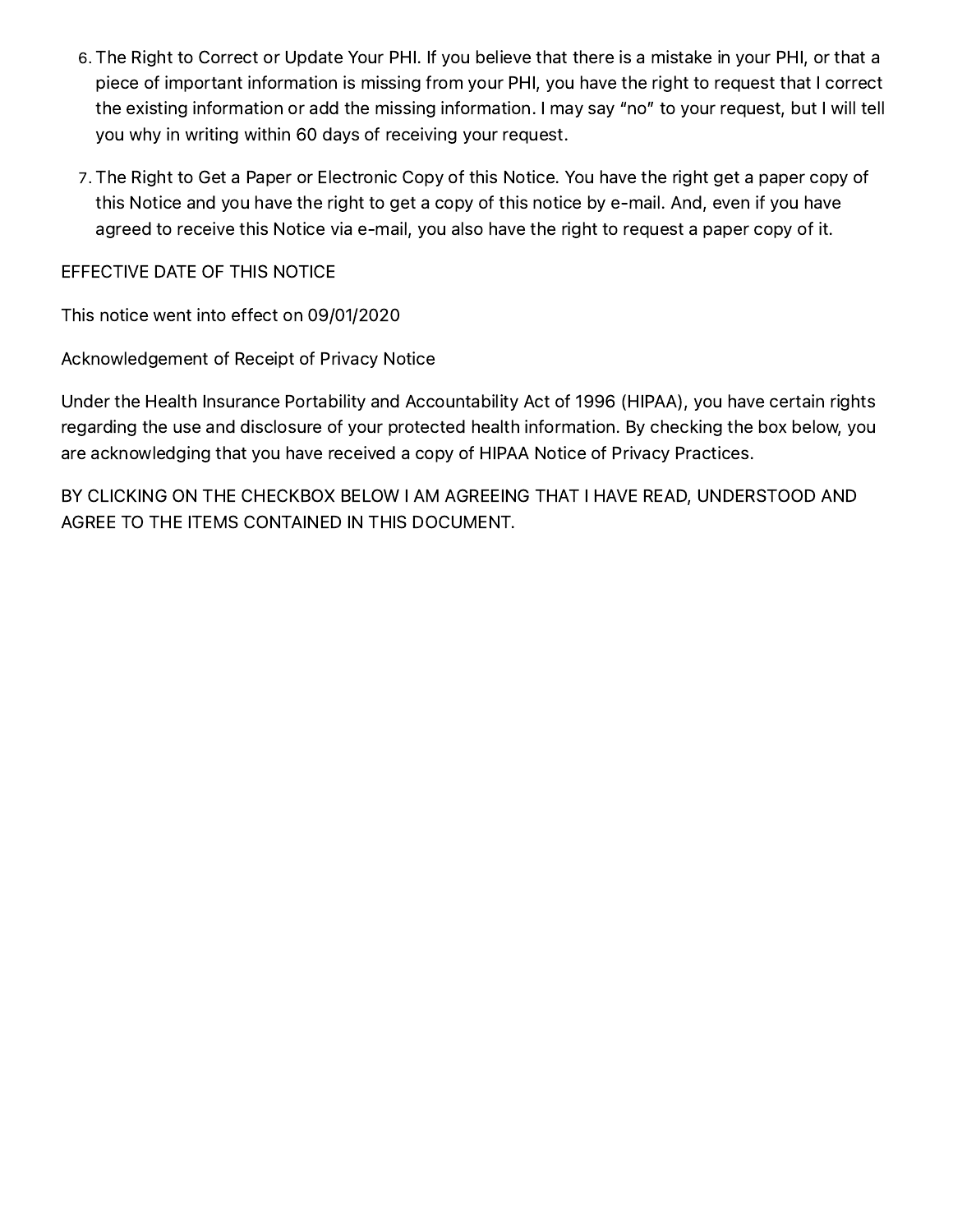6. The Right to Correct or Update Your PHI. If you believe that there is a mistake in your PHI, or that a piece of important information is missing from your PHI, you have the right to request that I correct the existing information or add the missing information. I may say "no" to your request, but I will tell you why in writing within 60 days of receiving your request.

7. The Right to Get a Paper or Electronic Copy of this Notice. You have the right get a paper copy of this Notice and you have the right to get a copy of this notice by e-mail. And, even if you have agreed to receive this Notice via e-mail, you also have the right to request a paper copy of it.

EFFECTIVE DATE OF THIS NOTICE

This notice went into effect on 09/01/2020

Acknowledgement of Receipt of Privacy Notice

Under the Health Insurance Portability and Accountability Act of 1996 (HIPAA), you have certain rights regarding the use and disclosure of your protected health information. By checking the box below, you are acknowledging that you have received a copy of HIPAA Notice of Privacy Practices.

BY CLICKING ON THE CHECKBOX BELOW I AM AGREEING THAT I HAVE READ, UNDERSTOOD AND AGREE TO THE ITEMS CONTAINED IN THIS DOCUMENT.